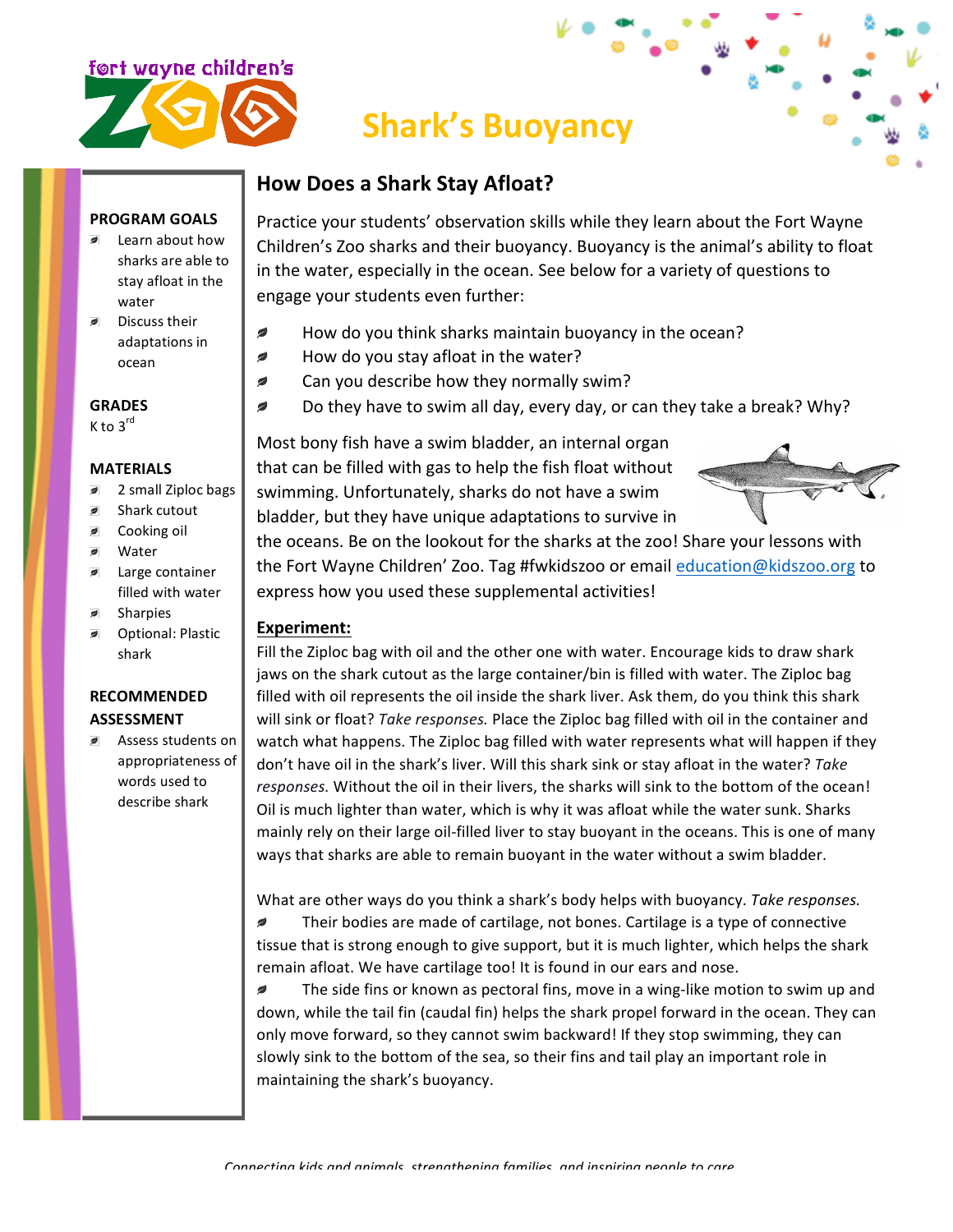fort wayne children's ZOO

# Shark's Buoyancy

**PROGRAM GOALS**

- Learn about how sharks are able to stay afloat in the water
- Discuss their adaptations in ocean

**GRADES**

K to 3rd

**MATERIALS**

- 2 small Ziploc bags
- Shark cutout
- Cooking oil
- Water
- Large container filled with water
- Sharpies
- Optional: Plastic shark

**RECOMMENDED ASSESSMENT**

- Assess students on appropriateness of words used to describe shark

## How Does a Shark Stay Afloat?

Practice your students' observation skills while they learn about the Fort Wayne Children's Zoo sharks and their buoyancy. Buoyancy is the animal's ability to float in the water, especially in the ocean. See below for a variety of questions to engage your students even further:

- How do you think sharks maintain buoyancy in the ocean?
- How do you stay afloat in the water?
- Can you describe how they normally swim?
- Do they have to swim all day, every day, or can they take a break? Why?

Most bony fish have a swim bladder, an internal organ that can be filled with gas to help the fish float without swimming. Unfortunately, sharks do not have a swim bladder, but they have unique adaptations to survive in the oceans. Be on the lookout for the sharks at the zoo! Share your lessons with the Fort Wayne Children' Zoo. Tag #fwkidszoo or email education@kidszoo.org to express how you used these supplemental activities!

**Experiment:**

Fill the Ziploc bag with oil and the other one with water. Encourage kids to draw shark jaws on the shark cutout as the large container/bin is filled with water. The Ziploc bag filled with oil represents the oil inside the shark liver. Ask them, do you think this shark will sink or float? *Take responses.* Place the Ziploc bag filled with oil in the container and watch what happens. The Ziploc bag filled with water represents what will happen if they don't have oil in the shark's liver. Will this shark sink or stay afloat in the water? *Take responses.* Without the oil in their livers, the sharks will sink to the bottom of the ocean! Oil is much lighter than water, which is why it was afloat while the water sunk. Sharks mainly rely on their large oil-filled liver to stay buoyant in the oceans. This is one of many ways that sharks are able to remain buoyant in the water without a swim bladder.

What are other ways do you think a shark's body helps with buoyancy. *Take responses.*

- Their bodies are made of cartilage, not bones. Cartilage is a type of connective tissue that is strong enough to give support, but it is much lighter, which helps the shark remain afloat. We have cartilage too! It is found in our ears and nose.
- The side fins or known as pectoral fins, move in a wing-like motion to swim up and down, while the tail fin (caudal fin) helps the shark propel forward in the ocean. They can only move forward, so they cannot swim backward! If they stop swimming, they can slowly sink to the bottom of the sea, so their fins and tail play an important role in maintaining the shark's buoyancy.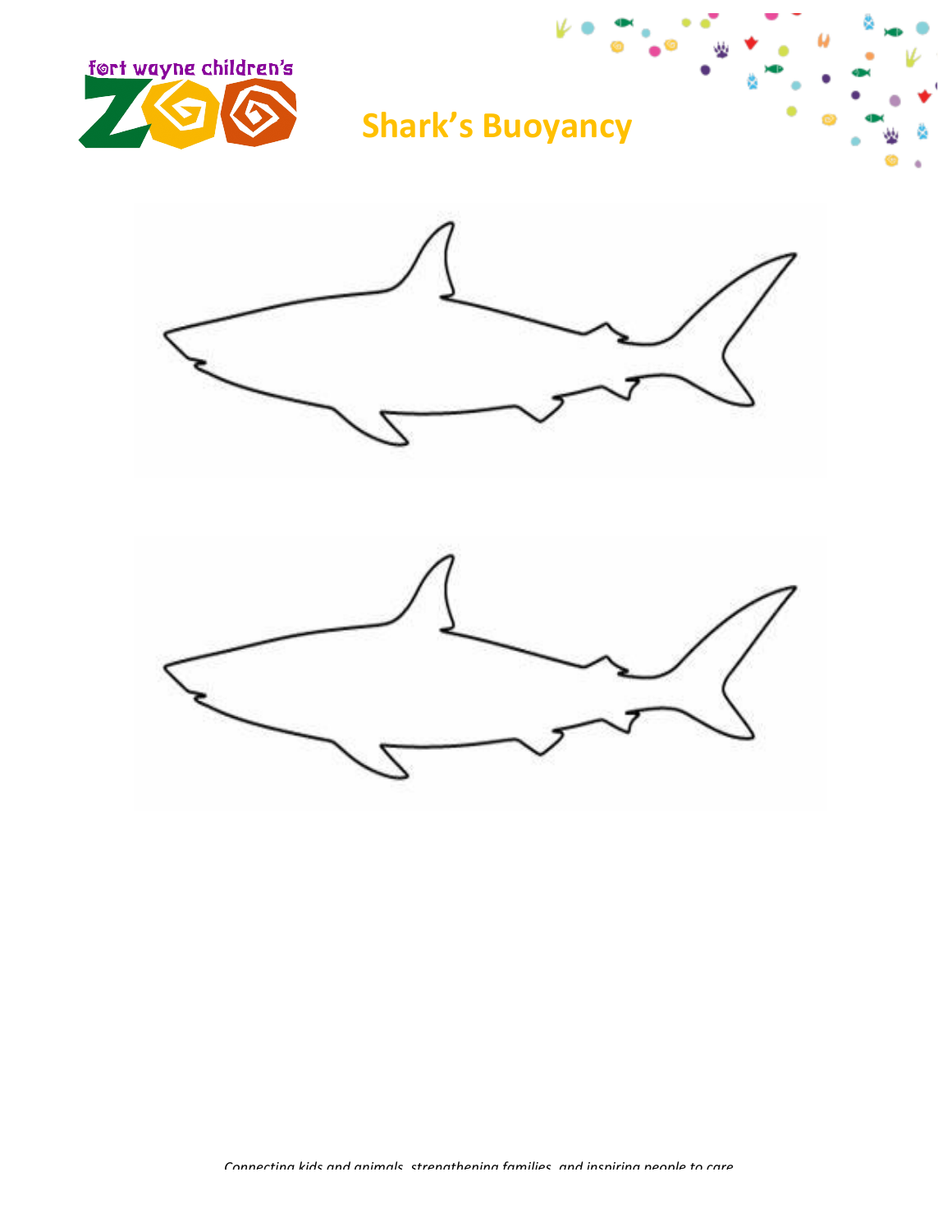# Shark's Buoyancy